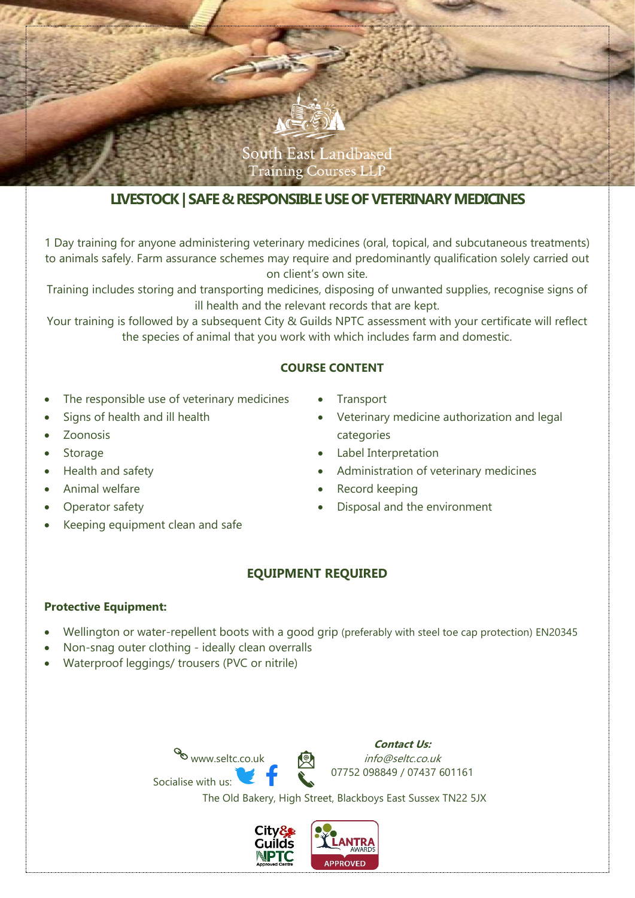South East Landbased Training Courses LLP

# LIVESTOCK | SAFE & RESPONSIBLE USE OF VETERINARY MEDICINES

1 Day training for anyone administering veterinary medicines (oral, topical, and subcutaneous treatments) to animals safely. Farm assurance schemes may require and predominantly qualification solely carried out on client's own site.

Training includes storing and transporting medicines, disposing of unwanted supplies, recognise signs of ill health and the relevant records that are kept.

Your training is followed by a subsequent City & Guilds NPTC assessment with your certificate will reflect the species of animal that you work with which includes farm and domestic.

## COURSE CONTENT

- The responsible use of veterinary medicines
- Signs of health and ill health
- Zoonosis
- Storage
- Health and safety
- Animal welfare
- Operator safety
- Keeping equipment clean and safe
- Transport
- Veterinary medicine authorization and legal categories
- Label Interpretation
- Administration of veterinary medicines
- Record keeping
- Disposal and the environment

## EQUIPMENT REQUIRED

**Protective Equipment:**

- Wellington or water-repellent boots with a good grip (preferably with steel toe cap protection) EN20345
- Non-snag outer clothing - ideally clean overralls
- Waterproof leggings/ trousers (PVC or nitrile)

www.seltc.co.uk

Socialise with us:

***Contact Us:***
*info@seltc.co.uk*
07752 098849 / 07437 601161

The Old Bakery, High Street, Blackboys East Sussex TN22 5JX

City & Guilds NPTC Approved Centre

LANTRA AWARDS APPROVED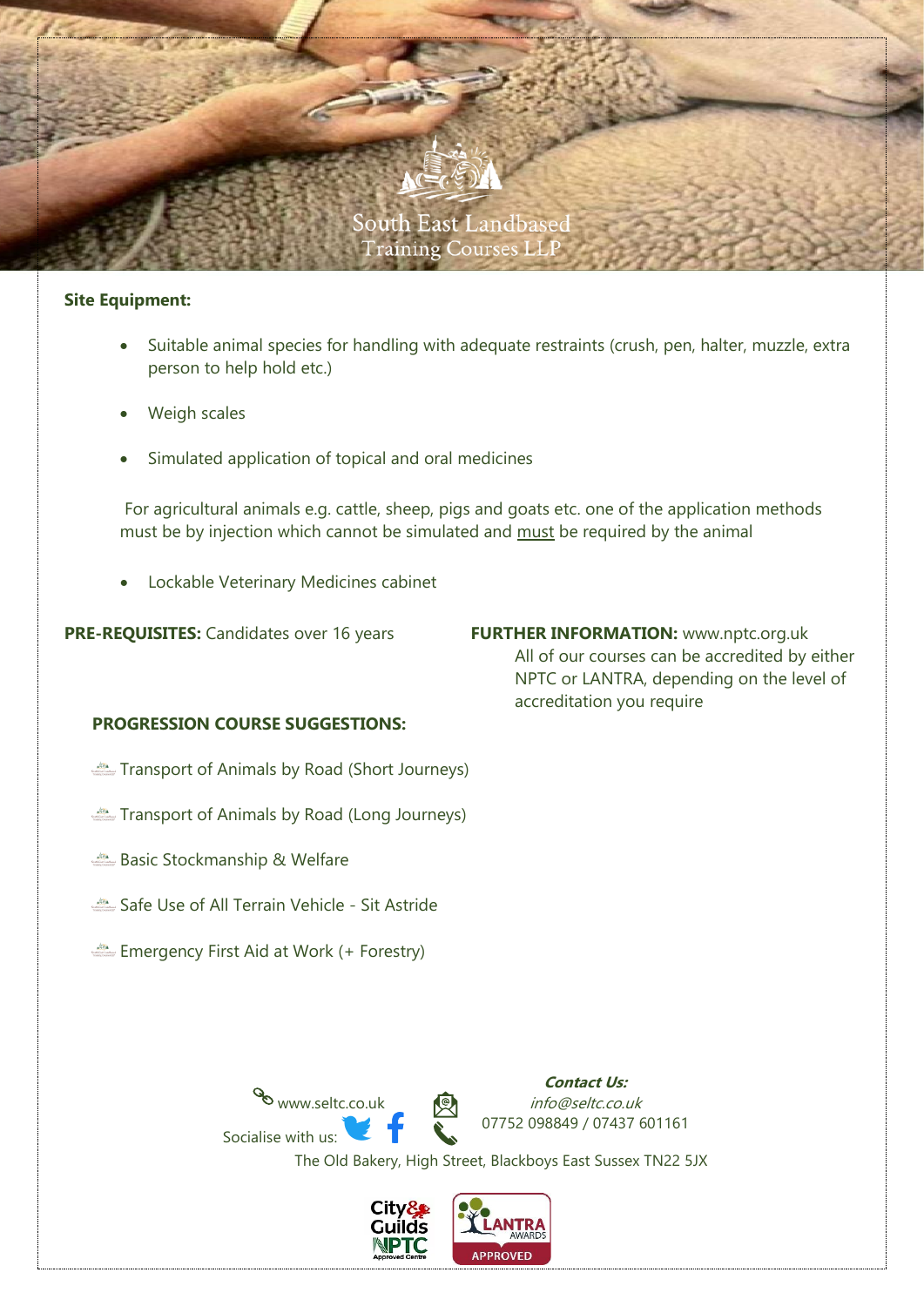South East Landbased Training Courses LLP

**Site Equipment:**

- Suitable animal species for handling with adequate restraints (crush, pen, halter, muzzle, extra person to help hold etc.)
- Weigh scales
- Simulated application of topical and oral medicines

For agricultural animals e.g. cattle, sheep, pigs and goats etc. one of the application methods must be by injection which cannot be simulated and must be required by the animal

- Lockable Veterinary Medicines cabinet

**PRE-REQUISITES:** Candidates over 16 years

**FURTHER INFORMATION:** www.nptc.org.uk
All of our courses can be accredited by either NPTC or LANTRA, depending on the level of accreditation you require

**PROGRESSION COURSE SUGGESTIONS:**

- Transport of Animals by Road (Short Journeys)
- Transport of Animals by Road (Long Journeys)
- Basic Stockmanship & Welfare
- Safe Use of All Terrain Vehicle - Sit Astride
- Emergency First Aid at Work (+ Forestry)

www.seltc.co.uk

Socialise with us:

***Contact Us:***
*info@seltc.co.uk*
07752 098849 / 07437 601161

The Old Bakery, High Street, Blackboys East Sussex TN22 5JX